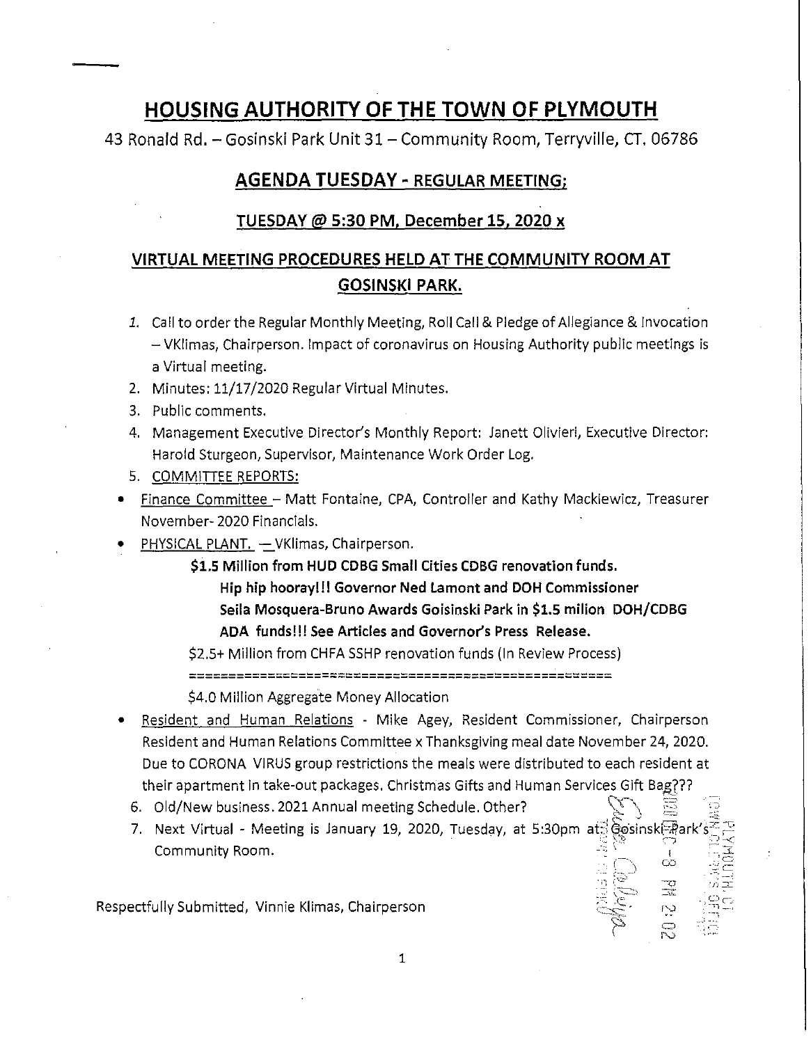# HOUSING AUTHORITY OF THE TOWN OF PLYMOUTH

43 Ronald Rd. – Gosinski Park Unit 31 – Community Room, Terryville, CT. 06786

## AGENDA TUESDAY - REGULAR MEETING;

### TUESDAY @ 5:30 PM, December 15, 2020 x

### VIRTUAL MEETING PROCEDURES HELD AT THE COMMUNITY ROOM AT GOSINSKI PARK.

1. Call to order the Regular Monthly Meeting, Roll Call & Pledge of Allegiance & Invocation – VKlimas, Chairperson. Impact of coronavirus on Housing Authority public meetings is a Virtual meeting.
2. Minutes: 11/17/2020 Regular Virtual Minutes.
3. Public comments.
4. Management Executive Director's Monthly Report: Janett Olivieri, Executive Director: Harold Sturgeon, Supervisor, Maintenance Work Order Log.
5. COMMITTEE REPORTS:

- Finance Committee – Matt Fontaine, CPA, Controller and Kathy Mackiewicz, Treasurer November- 2020 Financials.
- PHYSICAL PLANT. – VKlimas, Chairperson.

  **$1.5 Million from HUD CDBG Small Cities CDBG renovation funds.**

  **Hip hip hooray!!! Governor Ned Lamont and DOH Commissioner Seila Mosquera-Bruno Awards Goisinski Park in $1.5 milion DOH/CDBG ADA funds!!! See Articles and Governor's Press Release.**

  $2.5+ Million from CHFA SSHP renovation funds (In Review Process)

  ====================================================

  $4.0 Million Aggregate Money Allocation

- Resident and Human Relations - Mike Agey, Resident Commissioner, Chairperson Resident and Human Relations Committee x Thanksgiving meal date November 24, 2020. Due to CORONA VIRUS group restrictions the meals were distributed to each resident at their apartment in take-out packages. Christmas Gifts and Human Services Gift Bag???

6. Old/New business. 2021 Annual meeting Schedule. Other?
7. Next Virtual - Meeting is January 19, 2020, Tuesday, at 5:30pm at Gosinski Park's Community Room.

Respectfully Submitted, Vinnie Klimas, Chairperson

2020 DEC -8 PM 2:02
PLYMOUTH, CT
TOWN CLERK'S OFFICE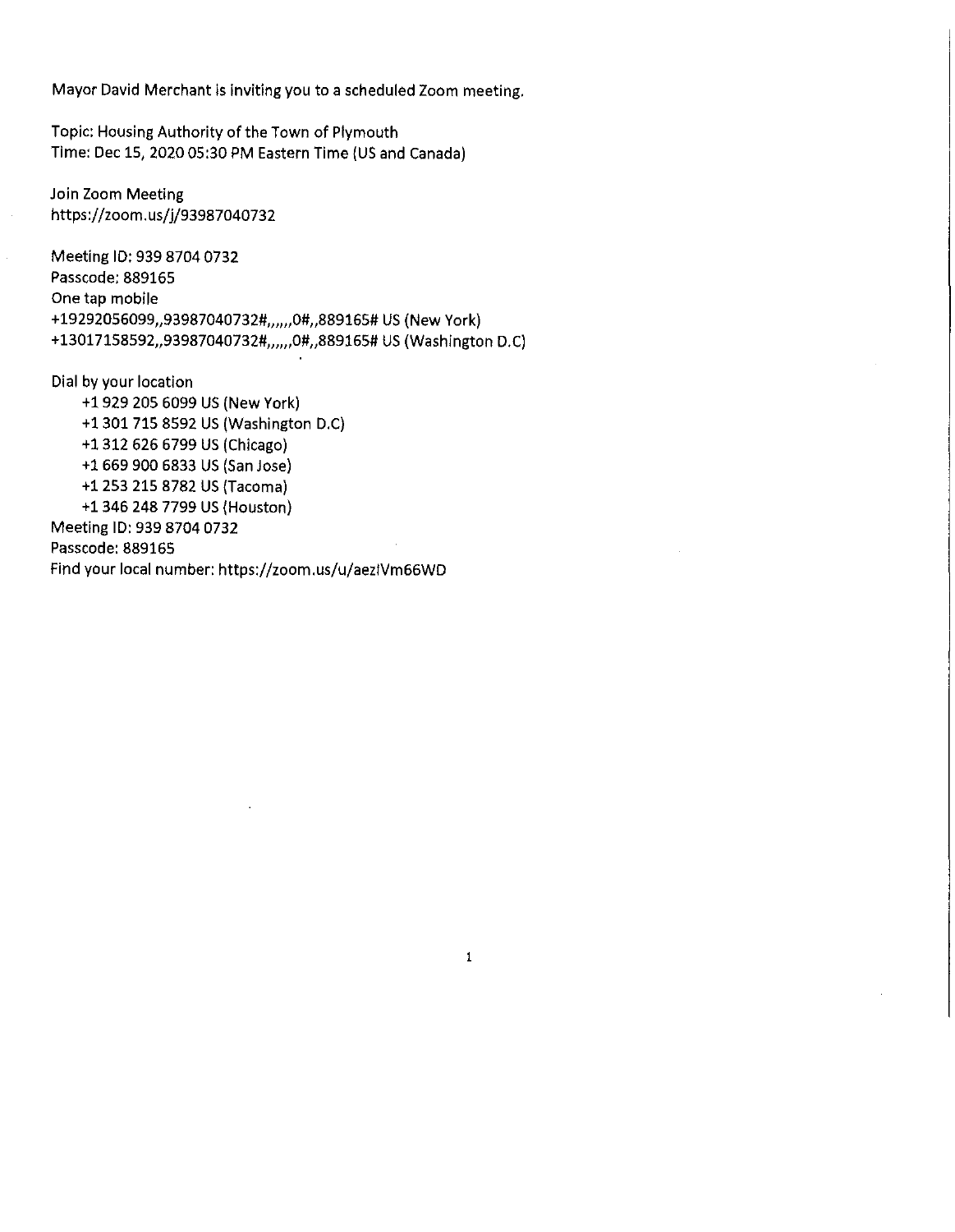Mayor David Merchant is inviting you to a scheduled Zoom meeting.

Topic: Housing Authority of the Town of Plymouth
Time: Dec 15, 2020 05:30 PM Eastern Time (US and Canada)

Join Zoom Meeting
https://zoom.us/j/93987040732

Meeting ID: 939 8704 0732
Passcode: 889165
One tap mobile
+19292056099,,93987040732#,,,,,,0#,,889165# US (New York)
+13017158592,,93987040732#,,,,,,0#,,889165# US (Washington D.C)

Dial by your location
+1 929 205 6099 US (New York)
+1 301 715 8592 US (Washington D.C)
+1 312 626 6799 US (Chicago)
+1 669 900 6833 US (San Jose)
+1 253 215 8782 US (Tacoma)
+1 346 248 7799 US (Houston)
Meeting ID: 939 8704 0732
Passcode: 889165
Find your local number: https://zoom.us/u/aeziVm66WD